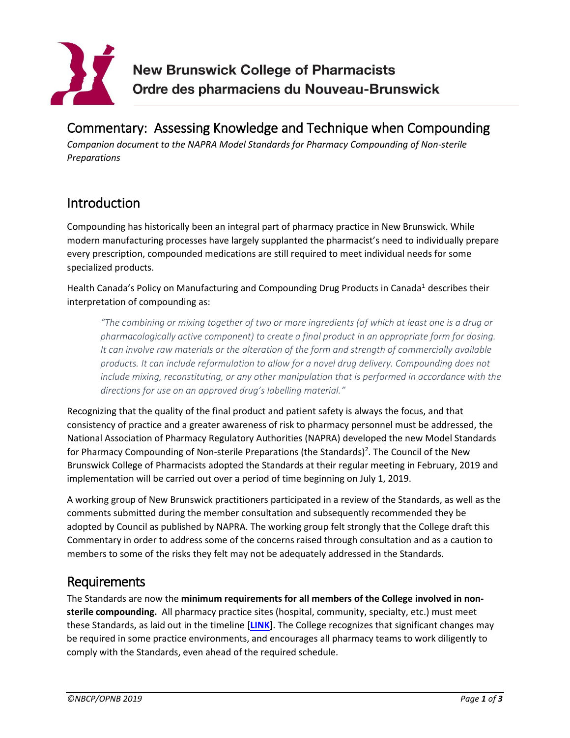New Brunswick College of Pharmacists
Ordre des pharmaciens du Nouveau-Brunswick

# Commentary: Assessing Knowledge and Technique when Compounding

*Companion document to the NAPRA Model Standards for Pharmacy Compounding of Non-sterile Preparations*

## Introduction

Compounding has historically been an integral part of pharmacy practice in New Brunswick. While modern manufacturing processes have largely supplanted the pharmacist's need to individually prepare every prescription, compounded medications are still required to meet individual needs for some specialized products.

Health Canada's Policy on Manufacturing and Compounding Drug Products in Canada[1] describes their interpretation of compounding as:

> *"The combining or mixing together of two or more ingredients (of which at least one is a drug or pharmacologically active component) to create a final product in an appropriate form for dosing. It can involve raw materials or the alteration of the form and strength of commercially available products. It can include reformulation to allow for a novel drug delivery. Compounding does not include mixing, reconstituting, or any other manipulation that is performed in accordance with the directions for use on an approved drug's labelling material."*

Recognizing that the quality of the final product and patient safety is always the focus, and that consistency of practice and a greater awareness of risk to pharmacy personnel must be addressed, the National Association of Pharmacy Regulatory Authorities (NAPRA) developed the new Model Standards for Pharmacy Compounding of Non-sterile Preparations (the Standards)[2]. The Council of the New Brunswick College of Pharmacists adopted the Standards at their regular meeting in February, 2019 and implementation will be carried out over a period of time beginning on July 1, 2019.

A working group of New Brunswick practitioners participated in a review of the Standards, as well as the comments submitted during the member consultation and subsequently recommended they be adopted by Council as published by NAPRA. The working group felt strongly that the College draft this Commentary in order to address some of the concerns raised through consultation and as a caution to members to some of the risks they felt may not be adequately addressed in the Standards.

## Requirements

The Standards are now the **minimum requirements for all members of the College involved in non-sterile compounding.** All pharmacy practice sites (hospital, community, specialty, etc.) must meet these Standards, as laid out in the timeline [**LINK**]. The College recognizes that significant changes may be required in some practice environments, and encourages all pharmacy teams to work diligently to comply with the Standards, even ahead of the required schedule.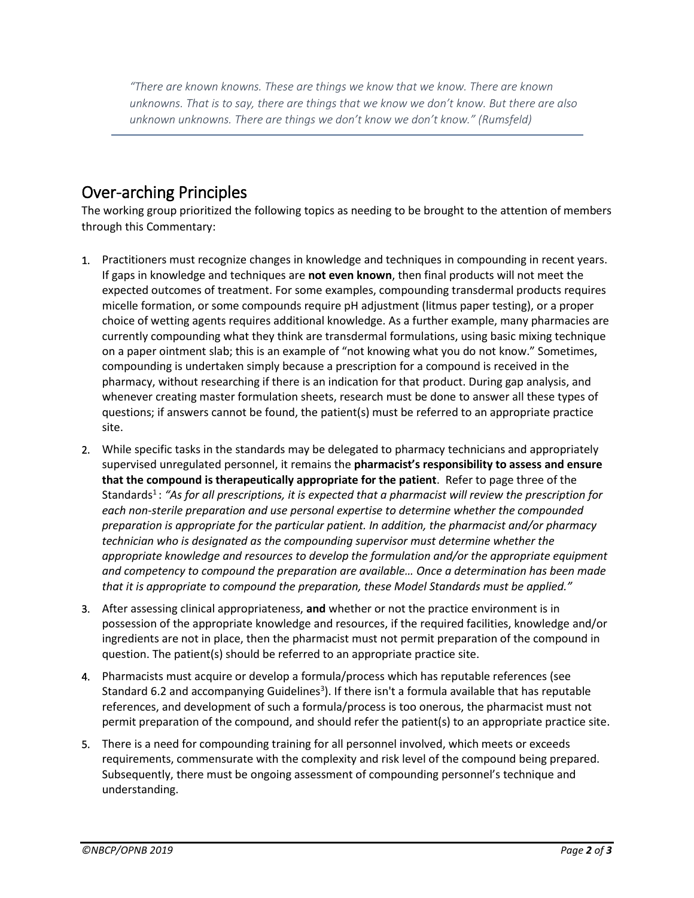*"There are known knowns. These are things we know that we know. There are known unknowns. That is to say, there are things that we know we don't know. But there are also unknown unknowns. There are things we don't know we don't know." (Rumsfeld)*

## Over-arching Principles

The working group prioritized the following topics as needing to be brought to the attention of members through this Commentary:

1. Practitioners must recognize changes in knowledge and techniques in compounding in recent years. If gaps in knowledge and techniques are **not even known**, then final products will not meet the expected outcomes of treatment. For some examples, compounding transdermal products requires micelle formation, or some compounds require pH adjustment (litmus paper testing), or a proper choice of wetting agents requires additional knowledge. As a further example, many pharmacies are currently compounding what they think are transdermal formulations, using basic mixing technique on a paper ointment slab; this is an example of "not knowing what you do not know." Sometimes, compounding is undertaken simply because a prescription for a compound is received in the pharmacy, without researching if there is an indication for that product. During gap analysis, and whenever creating master formulation sheets, research must be done to answer all these types of questions; if answers cannot be found, the patient(s) must be referred to an appropriate practice site.
2. While specific tasks in the standards may be delegated to pharmacy technicians and appropriately supervised unregulated personnel, it remains the **pharmacist's responsibility to assess and ensure that the compound is therapeutically appropriate for the patient**. Refer to page three of the Standards[1] : *"As for all prescriptions, it is expected that a pharmacist will review the prescription for each non-sterile preparation and use personal expertise to determine whether the compounded preparation is appropriate for the particular patient. In addition, the pharmacist and/or pharmacy technician who is designated as the compounding supervisor must determine whether the appropriate knowledge and resources to develop the formulation and/or the appropriate equipment and competency to compound the preparation are available… Once a determination has been made that it is appropriate to compound the preparation, these Model Standards must be applied."*
3. After assessing clinical appropriateness, **and** whether or not the practice environment is in possession of the appropriate knowledge and resources, if the required facilities, knowledge and/or ingredients are not in place, then the pharmacist must not permit preparation of the compound in question. The patient(s) should be referred to an appropriate practice site.
4. Pharmacists must acquire or develop a formula/process which has reputable references (see Standard 6.2 and accompanying Guidelines[3]). If there isn't a formula available that has reputable references, and development of such a formula/process is too onerous, the pharmacist must not permit preparation of the compound, and should refer the patient(s) to an appropriate practice site.
5. There is a need for compounding training for all personnel involved, which meets or exceeds requirements, commensurate with the complexity and risk level of the compound being prepared. Subsequently, there must be ongoing assessment of compounding personnel's technique and understanding.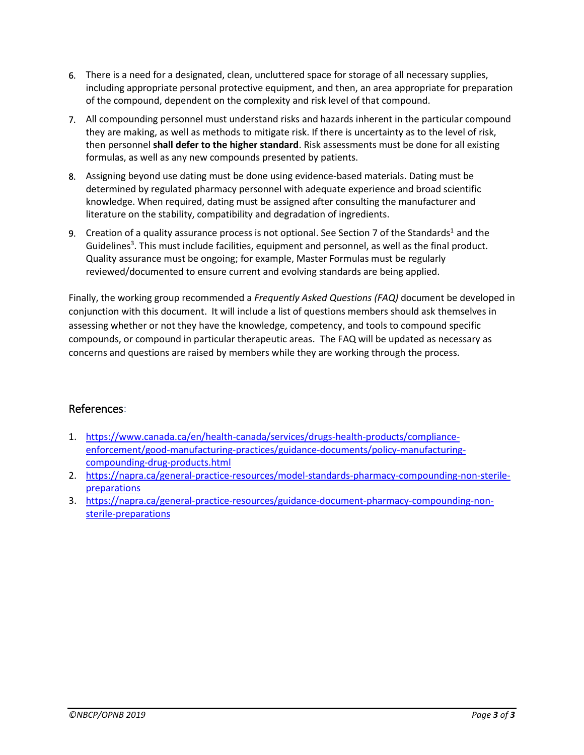6. There is a need for a designated, clean, uncluttered space for storage of all necessary supplies, including appropriate personal protective equipment, and then, an area appropriate for preparation of the compound, dependent on the complexity and risk level of that compound.
7. All compounding personnel must understand risks and hazards inherent in the particular compound they are making, as well as methods to mitigate risk. If there is uncertainty as to the level of risk, then personnel **shall defer to the higher standard**. Risk assessments must be done for all existing formulas, as well as any new compounds presented by patients.
8. Assigning beyond use dating must be done using evidence-based materials. Dating must be determined by regulated pharmacy personnel with adequate experience and broad scientific knowledge. When required, dating must be assigned after consulting the manufacturer and literature on the stability, compatibility and degradation of ingredients.
9. Creation of a quality assurance process is not optional. See Section 7 of the Standards[1] and the Guidelines[3]. This must include facilities, equipment and personnel, as well as the final product. Quality assurance must be ongoing; for example, Master Formulas must be regularly reviewed/documented to ensure current and evolving standards are being applied.

Finally, the working group recommended a *Frequently Asked Questions (FAQ)* document be developed in conjunction with this document. It will include a list of questions members should ask themselves in assessing whether or not they have the knowledge, competency, and tools to compound specific compounds, or compound in particular therapeutic areas. The FAQ will be updated as necessary as concerns and questions are raised by members while they are working through the process.

## References:

1. https://www.canada.ca/en/health-canada/services/drugs-health-products/compliance-enforcement/good-manufacturing-practices/guidance-documents/policy-manufacturing-compounding-drug-products.html
2. https://napra.ca/general-practice-resources/model-standards-pharmacy-compounding-non-sterile-preparations
3. https://napra.ca/general-practice-resources/guidance-document-pharmacy-compounding-non-sterile-preparations

*©NBCP/OPNB 2019*